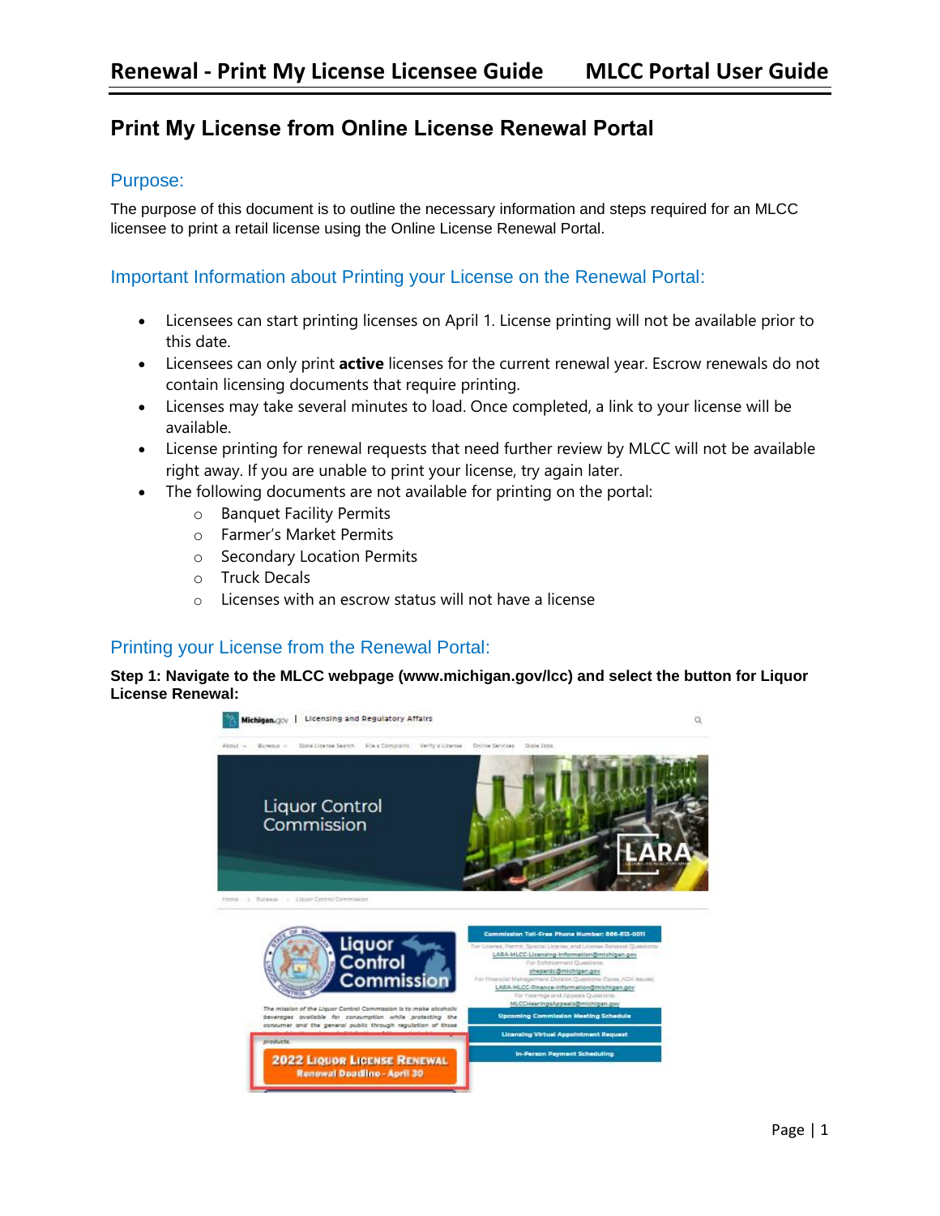# Print My License from Online License Renewal Portal

## Purpose:

The purpose of this document is to outline the necessary information and steps required for an MLCC licensee to print a retail license using the Online License Renewal Portal.

## Important Information about Printing your License on the Renewal Portal:

- Licensees can start printing licenses on April 1. License printing will not be available prior to this date.
- Licensees can only print **active** licenses for the current renewal year. Escrow renewals do not contain licensing documents that require printing.
- Licenses may take several minutes to load. Once completed, a link to your license will be available.
- License printing for renewal requests that need further review by MLCC will not be available right away. If you are unable to print your license, try again later.
- The following documents are not available for printing on the portal:
  - Banquet Facility Permits
  - Farmer's Market Permits
  - Secondary Location Permits
  - Truck Decals
  - Licenses with an escrow status will not have a license

## Printing your License from the Renewal Portal:

**Step 1: Navigate to the MLCC webpage (www.michigan.gov/lcc) and select the button for Liquor License Renewal:**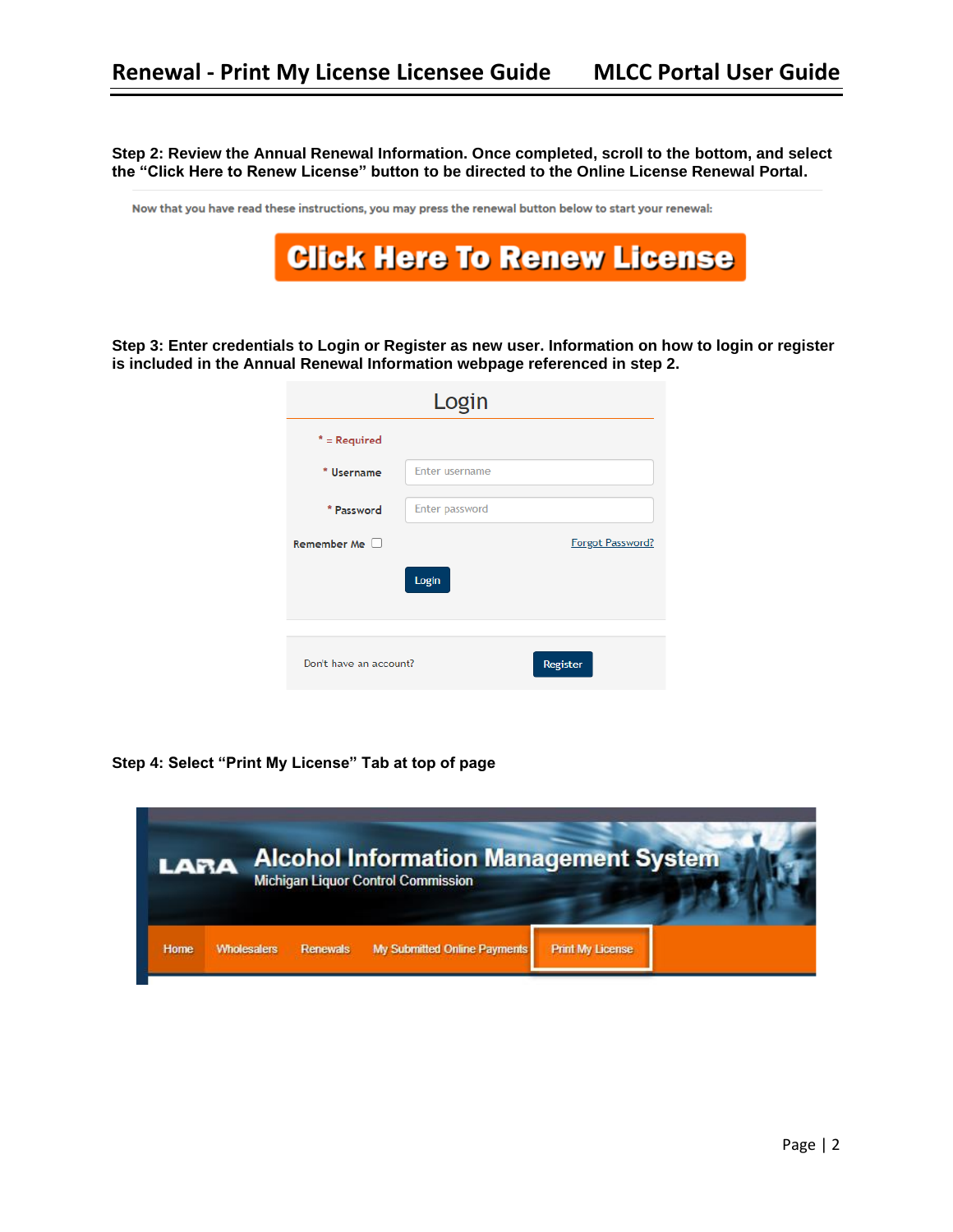**Step 2: Review the Annual Renewal Information. Once completed, scroll to the bottom, and select the "Click Here to Renew License" button to be directed to the Online License Renewal Portal.**

Now that you have read these instructions, you may press the renewal button below to start your renewal:

Click Here To Renew License

**Step 3: Enter credentials to Login or Register as new user. Information on how to login or register is included in the Annual Renewal Information webpage referenced in step 2.**

Login

* = Required

* Username [Enter username]

* Password [Enter password]

Remember Me ☐ Forgot Password?

Login

Don't have an account? Register

**Step 4: Select "Print My License" Tab at top of page**

LARA Alcohol Information Management System
Michigan Liquor Control Commission

Home | Wholesalers | Renewals | My Submitted Online Payments | Print My License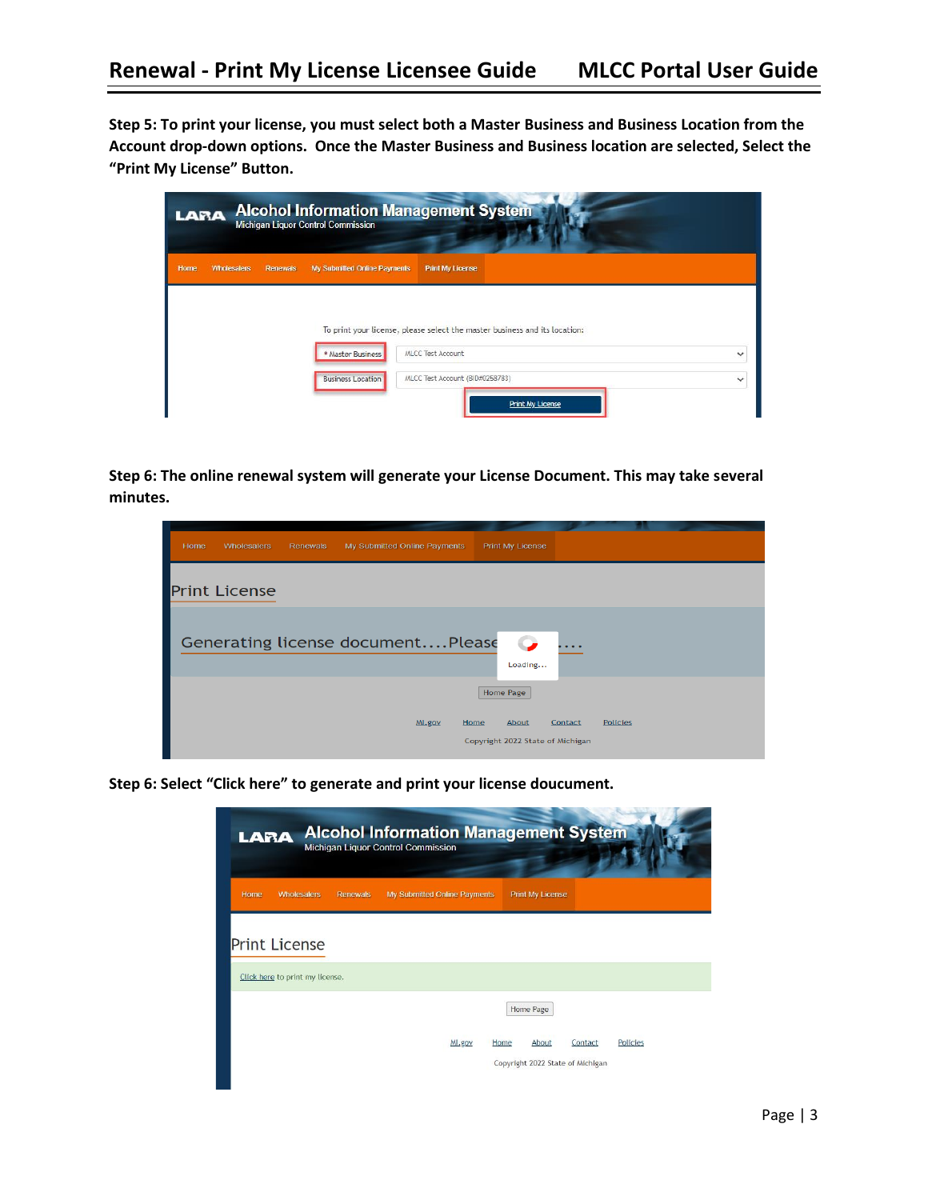**Step 5: To print your license, you must select both a Master Business and Business Location from the Account drop-down options. Once the Master Business and Business location are selected, Select the "Print My License" Button.**

**Step 6: The online renewal system will generate your License Document. This may take several minutes.**

**Step 6: Select "Click here" to generate and print your license doucument.**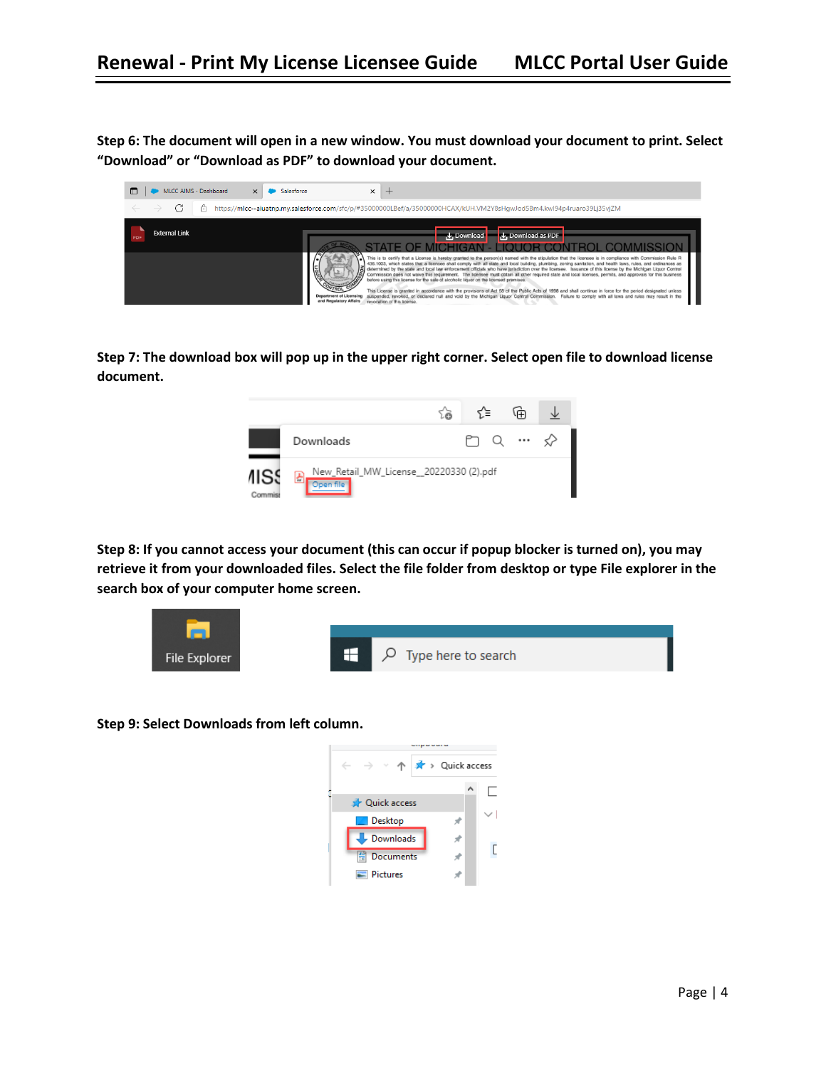**Step 6: The document will open in a new window. You must download your document to print. Select "Download" or "Download as PDF" to download your document.**

**Step 7: The download box will pop up in the upper right corner. Select open file to download license document.**

**Step 8: If you cannot access your document (this can occur if popup blocker is turned on), you may retrieve it from your downloaded files. Select the file folder from desktop or type File explorer in the search box of your computer home screen.**

**Step 9: Select Downloads from left column.**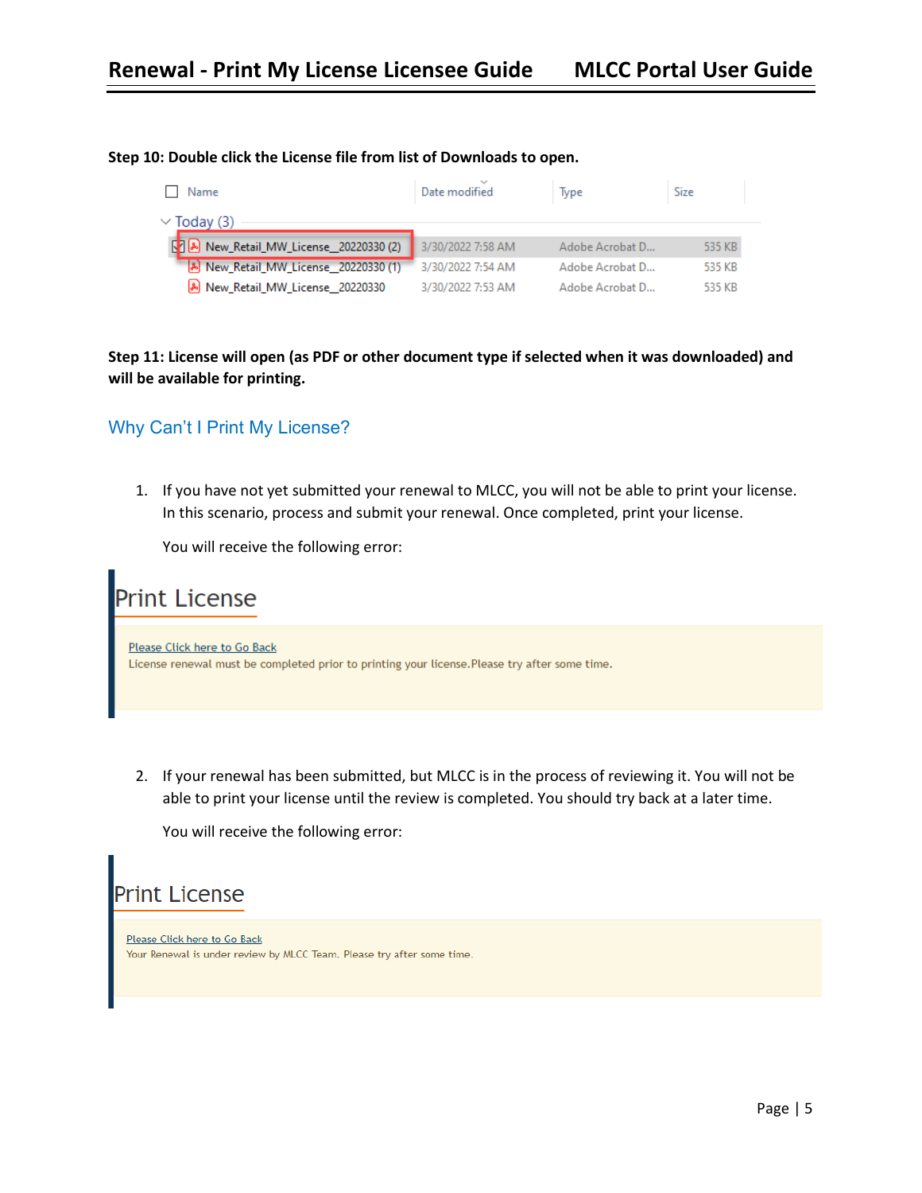**Step 10: Double click the License file from list of Downloads to open.**

| Name | Date modified | Type | Size |
|---|---|---|---|
| Today (3) | | | |
| New_Retail_MW_License__20220330 (2) | 3/30/2022 7:58 AM | Adobe Acrobat D... | 535 KB |
| New_Retail_MW_License__20220330 (1) | 3/30/2022 7:54 AM | Adobe Acrobat D... | 535 KB |
| New_Retail_MW_License__20220330 | 3/30/2022 7:53 AM | Adobe Acrobat D... | 535 KB |

**Step 11: License will open (as PDF or other document type if selected when it was downloaded) and will be available for printing.**

## Why Can't I Print My License?

1. If you have not yet submitted your renewal to MLCC, you will not be able to print your license. In this scenario, process and submit your renewal. Once completed, print your license.

   You will receive the following error:

> **Print License**
>
> Please Click here to Go Back
> License renewal must be completed prior to printing your license.Please try after some time.

2. If your renewal has been submitted, but MLCC is in the process of reviewing it. You will not be able to print your license until the review is completed. You should try back at a later time.

   You will receive the following error:

> **Print License**
>
> Please Click here to Go Back
> Your Renewal is under review by MLCC Team. Please try after some time.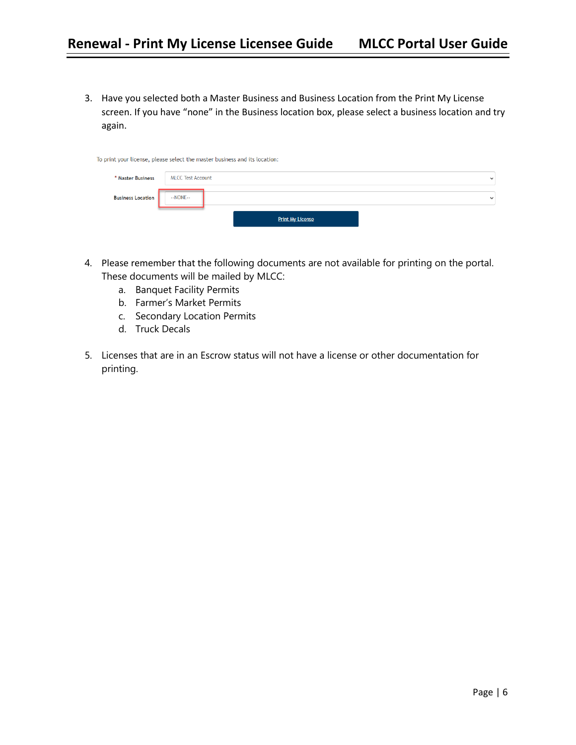3. Have you selected both a Master Business and Business Location from the Print My License screen. If you have "none" in the Business location box, please select a business location and try again.

To print your license, please select the master business and its location:

\* Master Business — MLCC Test Account

Business Location — --NONE--

Print My License

4. Please remember that the following documents are not available for printing on the portal. These documents will be mailed by MLCC:
   a. Banquet Facility Permits
   b. Farmer's Market Permits
   c. Secondary Location Permits
   d. Truck Decals

5. Licenses that are in an Escrow status will not have a license or other documentation for printing.